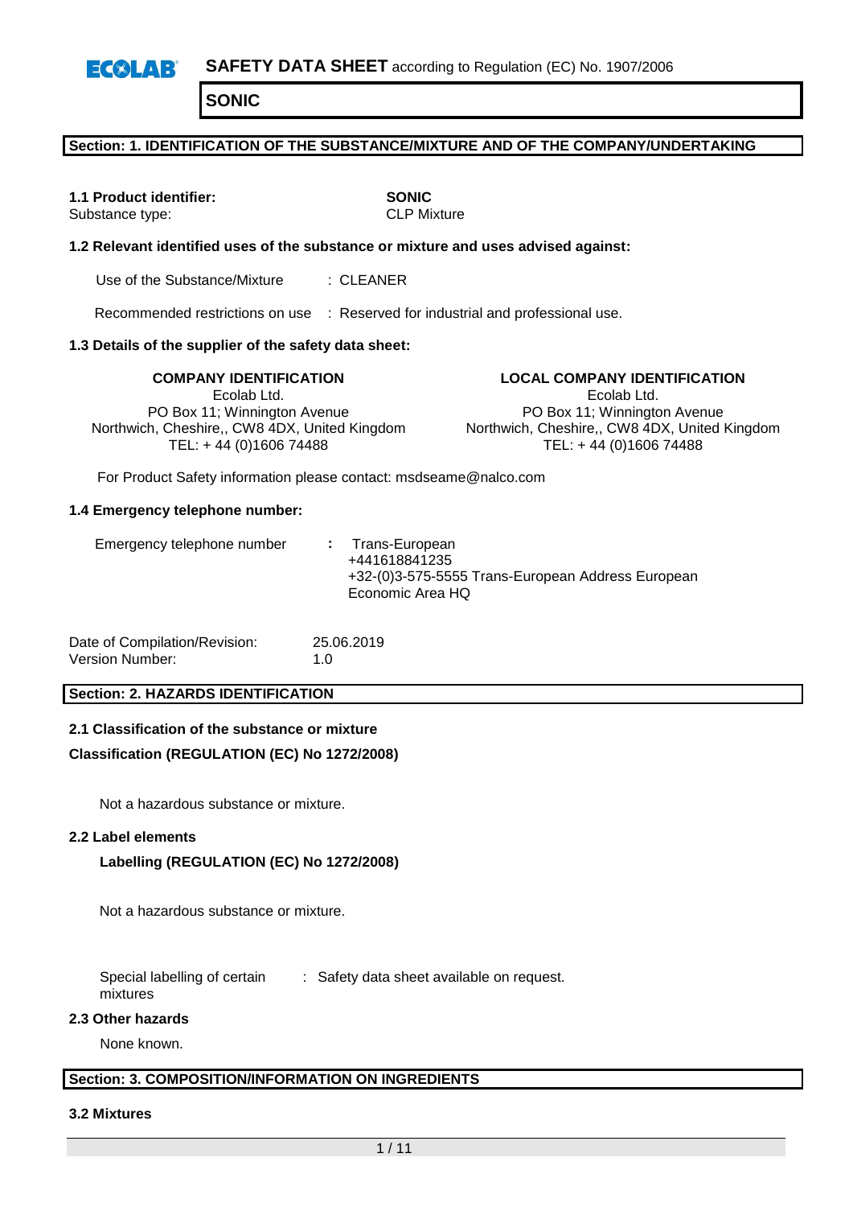**ECOLAB** **SAFETY DATA SHEET** according to Regulation (EC) No. 1907/2006

# SONIC

## Section: 1. IDENTIFICATION OF THE SUBSTANCE/MIXTURE AND OF THE COMPANY/UNDERTAKING

**1.1 Product identifier:** **SONIC**
Substance type: CLP Mixture

**1.2 Relevant identified uses of the substance or mixture and uses advised against:**

Use of the Substance/Mixture : CLEANER

Recommended restrictions on use : Reserved for industrial and professional use.

**1.3 Details of the supplier of the safety data sheet:**

**COMPANY IDENTIFICATION**
Ecolab Ltd.
PO Box 11; Winnington Avenue
Northwich, Cheshire,, CW8 4DX, United Kingdom
TEL: + 44 (0)1606 74488

**LOCAL COMPANY IDENTIFICATION**
Ecolab Ltd.
PO Box 11; Winnington Avenue
Northwich, Cheshire,, CW8 4DX, United Kingdom
TEL: + 44 (0)1606 74488

For Product Safety information please contact: msdseame@nalco.com

**1.4 Emergency telephone number:**

Emergency telephone number : Trans-European
+441618841235
+32-(0)3-575-5555 Trans-European Address European Economic Area HQ

Date of Compilation/Revision: 25.06.2019
Version Number: 1.0

## Section: 2. HAZARDS IDENTIFICATION

**2.1 Classification of the substance or mixture**

**Classification (REGULATION (EC) No 1272/2008)**

Not a hazardous substance or mixture.

**2.2 Label elements**

**Labelling (REGULATION (EC) No 1272/2008)**

Not a hazardous substance or mixture.

Special labelling of certain mixtures : Safety data sheet available on request.

**2.3 Other hazards**

None known.

## Section: 3. COMPOSITION/INFORMATION ON INGREDIENTS

**3.2 Mixtures**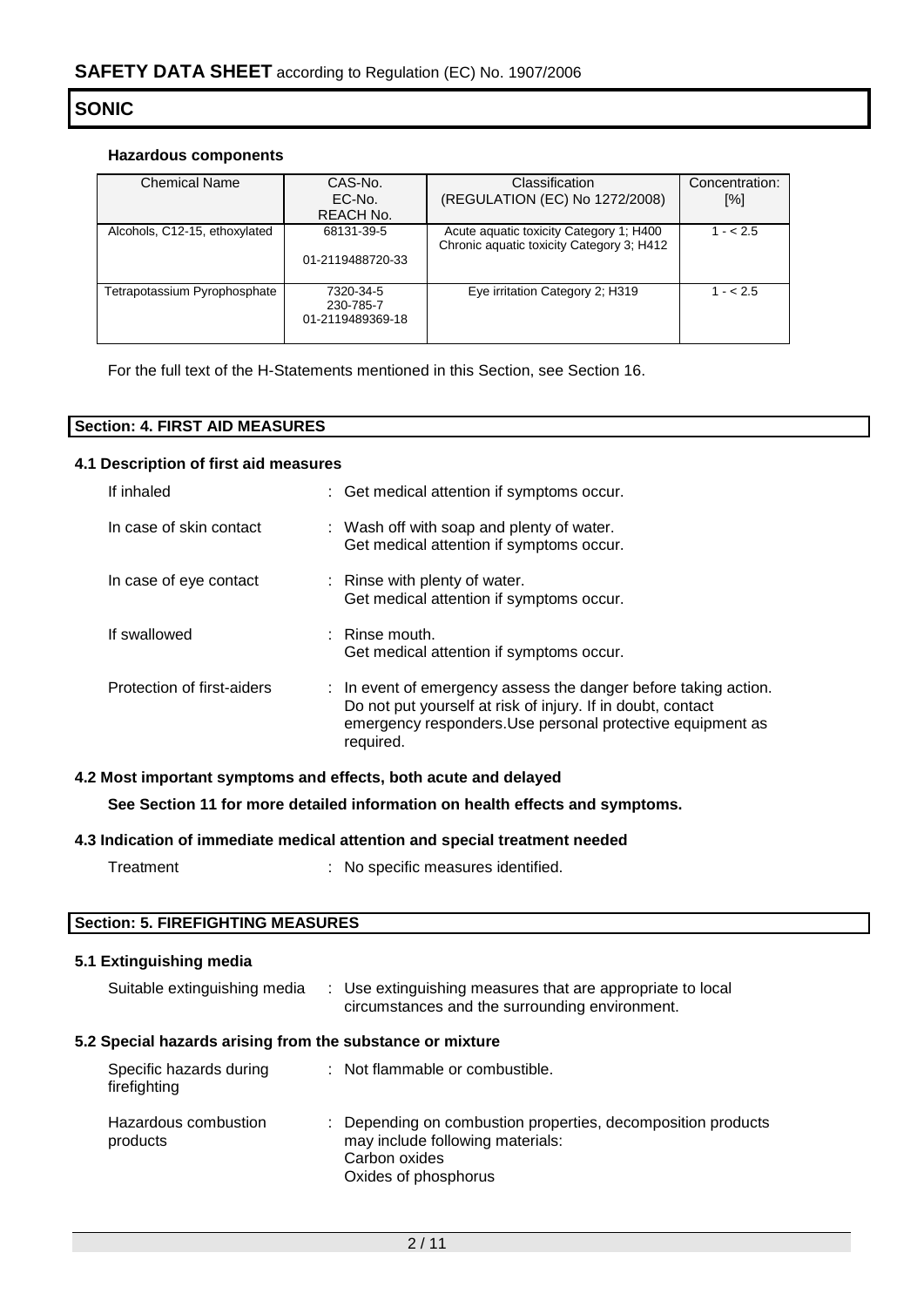#### Hazardous components

| Chemical Name | CAS-No.<br>EC-No.<br>REACH No. | Classification<br>(REGULATION (EC) No 1272/2008) | Concentration: [%] |
|---|---|---|---|
| Alcohols, C12-15, ethoxylated | 68131-39-5<br><br>01-2119488720-33 | Acute aquatic toxicity Category 1; H400<br>Chronic aquatic toxicity Category 3; H412 | 1 - < 2.5 |
| Tetrapotassium Pyrophosphate | 7320-34-5<br>230-785-7<br>01-2119489369-18 | Eye irritation Category 2; H319 | 1 - < 2.5 |

For the full text of the H-Statements mentioned in this Section, see Section 16.

## Section: 4. FIRST AID MEASURES

### 4.1 Description of first aid measures

If inhaled : Get medical attention if symptoms occur.

In case of skin contact : Wash off with soap and plenty of water. Get medical attention if symptoms occur.

In case of eye contact : Rinse with plenty of water. Get medical attention if symptoms occur.

If swallowed : Rinse mouth. Get medical attention if symptoms occur.

Protection of first-aiders : In event of emergency assess the danger before taking action. Do not put yourself at risk of injury. If in doubt, contact emergency responders.Use personal protective equipment as required.

### 4.2 Most important symptoms and effects, both acute and delayed

**See Section 11 for more detailed information on health effects and symptoms.**

### 4.3 Indication of immediate medical attention and special treatment needed

Treatment : No specific measures identified.

## Section: 5. FIREFIGHTING MEASURES

### 5.1 Extinguishing media

Suitable extinguishing media : Use extinguishing measures that are appropriate to local circumstances and the surrounding environment.

### 5.2 Special hazards arising from the substance or mixture

Specific hazards during firefighting : Not flammable or combustible.

Hazardous combustion products : Depending on combustion properties, decomposition products may include following materials:
Carbon oxides
Oxides of phosphorus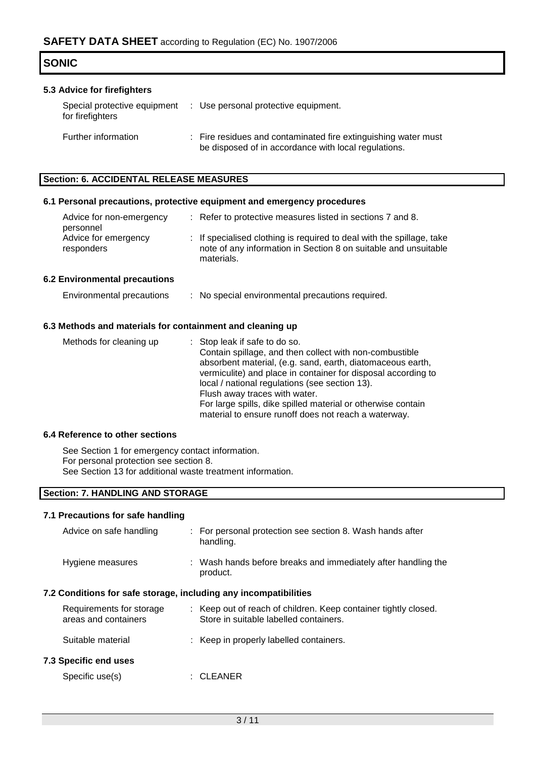## 5.3 Advice for firefighters

| | |
|---|---|
| Special protective equipment for firefighters | : Use personal protective equipment. |
| Further information | : Fire residues and contaminated fire extinguishing water must be disposed of in accordance with local regulations. |

## Section: 6. ACCIDENTAL RELEASE MEASURES

### 6.1 Personal precautions, protective equipment and emergency procedures

| | |
|---|---|
| Advice for non-emergency personnel | : Refer to protective measures listed in sections 7 and 8. |
| Advice for emergency responders | : If specialised clothing is required to deal with the spillage, take note of any information in Section 8 on suitable and unsuitable materials. |

### 6.2 Environmental precautions

| | |
|---|---|
| Environmental precautions | : No special environmental precautions required. |

### 6.3 Methods and materials for containment and cleaning up

| | |
|---|---|
| Methods for cleaning up | : Stop leak if safe to do so.<br>Contain spillage, and then collect with non-combustible absorbent material, (e.g. sand, earth, diatomaceous earth, vermiculite) and place in container for disposal according to local / national regulations (see section 13).<br>Flush away traces with water.<br>For large spills, dike spilled material or otherwise contain material to ensure runoff does not reach a waterway. |

### 6.4 Reference to other sections

See Section 1 for emergency contact information.
For personal protection see section 8.
See Section 13 for additional waste treatment information.

## Section: 7. HANDLING AND STORAGE

### 7.1 Precautions for safe handling

| | |
|---|---|
| Advice on safe handling | : For personal protection see section 8. Wash hands after handling. |
| Hygiene measures | : Wash hands before breaks and immediately after handling the product. |

### 7.2 Conditions for safe storage, including any incompatibilities

| | |
|---|---|
| Requirements for storage areas and containers | : Keep out of reach of children. Keep container tightly closed. Store in suitable labelled containers. |
| Suitable material | : Keep in properly labelled containers. |

### 7.3 Specific end uses

| | |
|---|---|
| Specific use(s) | : CLEANER |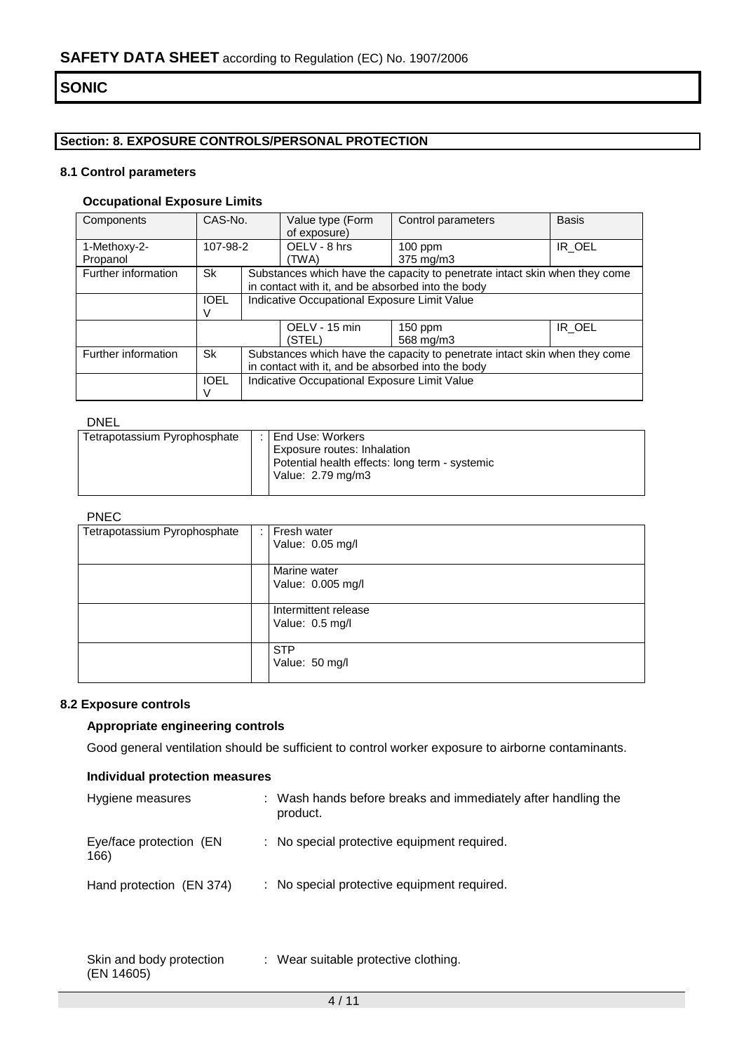# SONIC

## Section: 8. EXPOSURE CONTROLS/PERSONAL PROTECTION

### 8.1 Control parameters

**Occupational Exposure Limits**

| Components | CAS-No. | | Value type (Form of exposure) | Control parameters | Basis |
|---|---|---|---|---|---|
| 1-Methoxy-2-Propanol | 107-98-2 | | OELV - 8 hrs (TWA) | 100 ppm 375 mg/m3 | IR_OEL |
| Further information | Sk | Substances which have the capacity to penetrate intact skin when they come in contact with it, and be absorbed into the body | | | |
| | IOELV | Indicative Occupational Exposure Limit Value | | | |
| | | | OELV - 15 min (STEL) | 150 ppm 568 mg/m3 | IR_OEL |
| Further information | Sk | Substances which have the capacity to penetrate intact skin when they come in contact with it, and be absorbed into the body | | | |
| | IOELV | Indicative Occupational Exposure Limit Value | | | |

DNEL

| | | |
|---|---|---|
| Tetrapotassium Pyrophosphate | : | End Use: Workers<br>Exposure routes: Inhalation<br>Potential health effects: long term - systemic<br>Value: 2.79 mg/m3 |

PNEC

| | | |
|---|---|---|
| Tetrapotassium Pyrophosphate | : | Fresh water<br>Value: 0.05 mg/l |
| | | Marine water<br>Value: 0.005 mg/l |
| | | Intermittent release<br>Value: 0.5 mg/l |
| | | STP<br>Value: 50 mg/l |

### 8.2 Exposure controls

**Appropriate engineering controls**

Good general ventilation should be sufficient to control worker exposure to airborne contaminants.

**Individual protection measures**

| | | |
|---|---|---|
| Hygiene measures | : | Wash hands before breaks and immediately after handling the product. |
| Eye/face protection (EN 166) | : | No special protective equipment required. |
| Hand protection (EN 374) | : | No special protective equipment required. |
| Skin and body protection (EN 14605) | : | Wear suitable protective clothing. |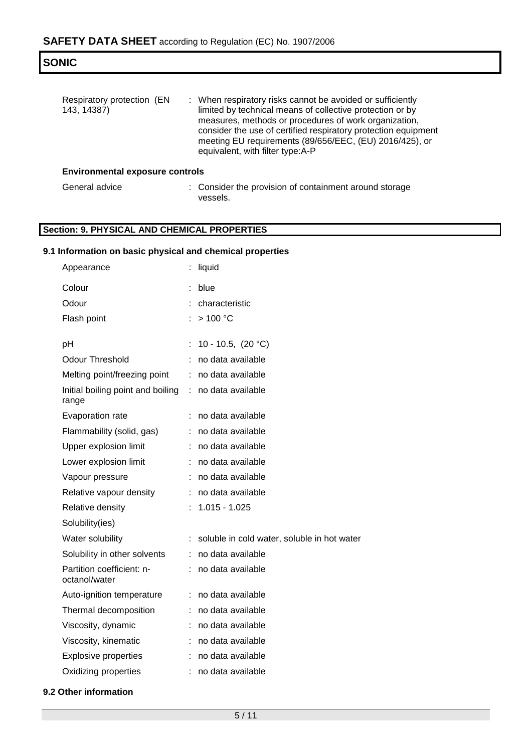| | | |
|---|---|---|
| Respiratory protection (EN 143, 14387) | : | When respiratory risks cannot be avoided or sufficiently limited by technical means of collective protection or by measures, methods or procedures of work organization, consider the use of certified respiratory protection equipment meeting EU requirements (89/656/EEC, (EU) 2016/425), or equivalent, with filter type:A-P |

**Environmental exposure controls**

| | | |
|---|---|---|
| General advice | : | Consider the provision of containment around storage vessels. |

## Section: 9. PHYSICAL AND CHEMICAL PROPERTIES

### 9.1 Information on basic physical and chemical properties

| | | |
|---|---|---|
| Appearance | : | liquid |
| Colour | : | blue |
| Odour | : | characteristic |
| Flash point | : | > 100 °C |
| pH | : | 10 - 10.5, (20 °C) |
| Odour Threshold | : | no data available |
| Melting point/freezing point | : | no data available |
| Initial boiling point and boiling range | : | no data available |
| Evaporation rate | : | no data available |
| Flammability (solid, gas) | : | no data available |
| Upper explosion limit | : | no data available |
| Lower explosion limit | : | no data available |
| Vapour pressure | : | no data available |
| Relative vapour density | : | no data available |
| Relative density | : | 1.015 - 1.025 |
| Solubility(ies) | | |
| Water solubility | : | soluble in cold water, soluble in hot water |
| Solubility in other solvents | : | no data available |
| Partition coefficient: n-octanol/water | : | no data available |
| Auto-ignition temperature | : | no data available |
| Thermal decomposition | : | no data available |
| Viscosity, dynamic | : | no data available |
| Viscosity, kinematic | : | no data available |
| Explosive properties | : | no data available |
| Oxidizing properties | : | no data available |

### 9.2 Other information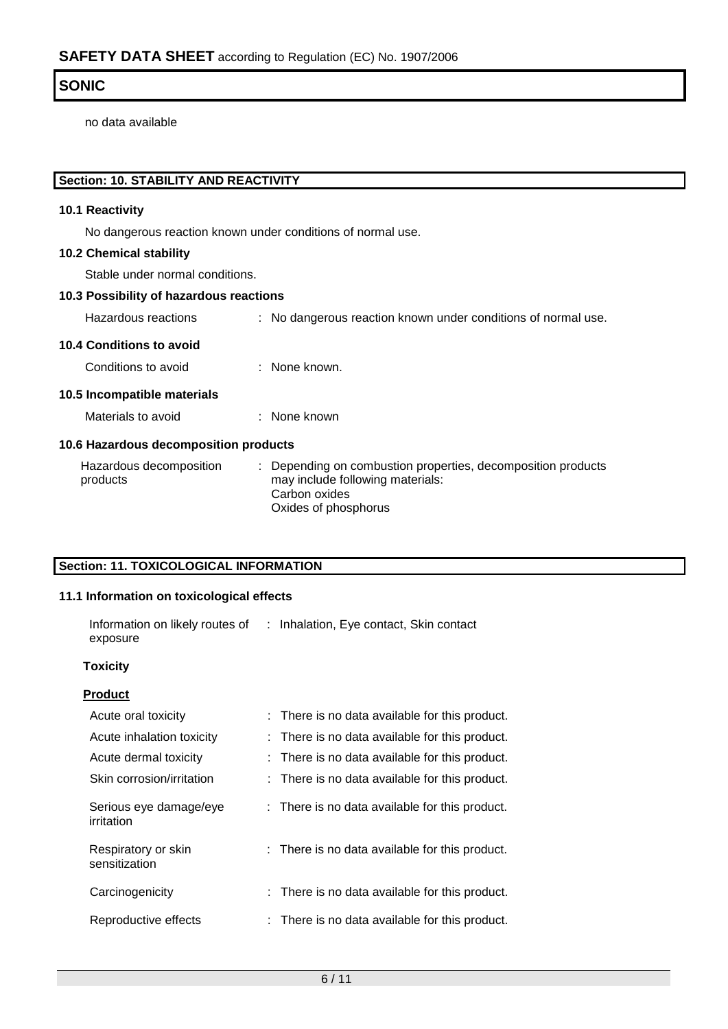no data available

## Section: 10. STABILITY AND REACTIVITY

### 10.1 Reactivity

No dangerous reaction known under conditions of normal use.

### 10.2 Chemical stability

Stable under normal conditions.

### 10.3 Possibility of hazardous reactions

| | |
|---|---|
| Hazardous reactions | : No dangerous reaction known under conditions of normal use. |

### 10.4 Conditions to avoid

| | |
|---|---|
| Conditions to avoid | : None known. |

### 10.5 Incompatible materials

| | |
|---|---|
| Materials to avoid | : None known |

### 10.6 Hazardous decomposition products

| | |
|---|---|
| Hazardous decomposition products | : Depending on combustion properties, decomposition products may include following materials: Carbon oxides Oxides of phosphorus |

## Section: 11. TOXICOLOGICAL INFORMATION

### 11.1 Information on toxicological effects

| | |
|---|---|
| Information on likely routes of exposure | : Inhalation, Eye contact, Skin contact |

**Toxicity**

**Product**

| | |
|---|---|
| Acute oral toxicity | : There is no data available for this product. |
| Acute inhalation toxicity | : There is no data available for this product. |
| Acute dermal toxicity | : There is no data available for this product. |
| Skin corrosion/irritation | : There is no data available for this product. |
| Serious eye damage/eye irritation | : There is no data available for this product. |
| Respiratory or skin sensitization | : There is no data available for this product. |
| Carcinogenicity | : There is no data available for this product. |
| Reproductive effects | : There is no data available for this product. |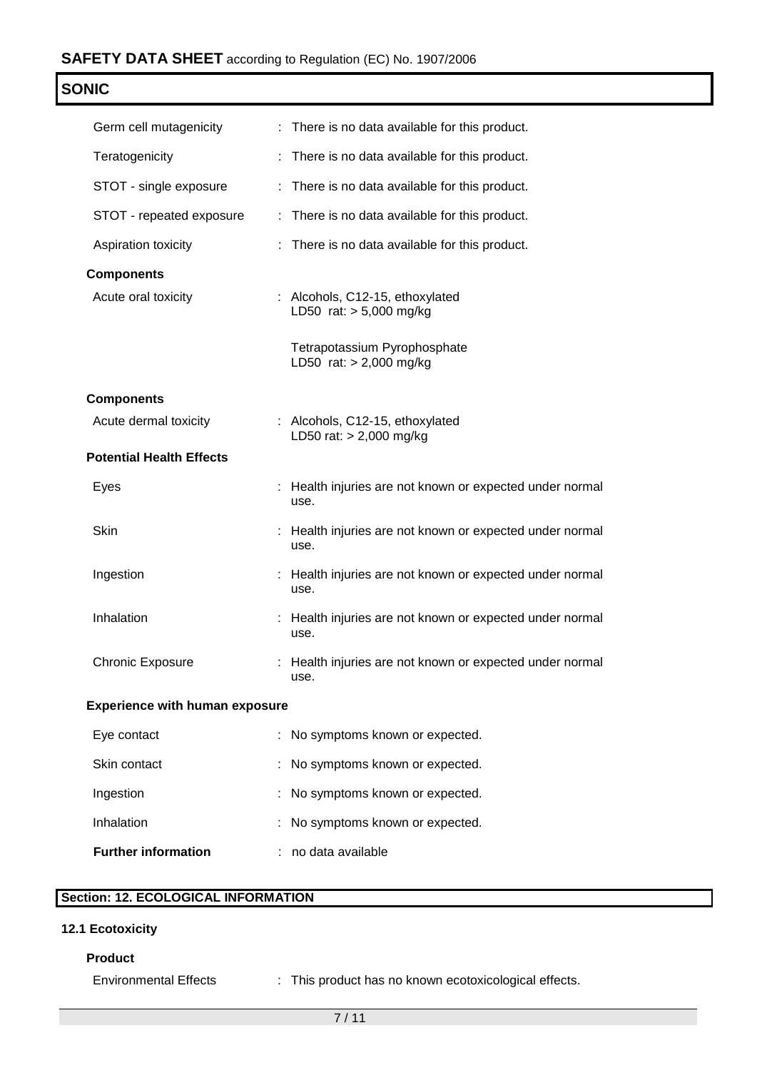| | |
|---|---|
| Germ cell mutagenicity | : There is no data available for this product. |
| Teratogenicity | : There is no data available for this product. |
| STOT - single exposure | : There is no data available for this product. |
| STOT - repeated exposure | : There is no data available for this product. |
| Aspiration toxicity | : There is no data available for this product. |

**Components**

| | |
|---|---|
| Acute oral toxicity | : Alcohols, C12-15, ethoxylated<br>LD50 rat: > 5,000 mg/kg<br><br>Tetrapotassium Pyrophosphate<br>LD50 rat: > 2,000 mg/kg |

**Components**

| | |
|---|---|
| Acute dermal toxicity | : Alcohols, C12-15, ethoxylated<br>LD50 rat: > 2,000 mg/kg |

**Potential Health Effects**

| | |
|---|---|
| Eyes | : Health injuries are not known or expected under normal use. |
| Skin | : Health injuries are not known or expected under normal use. |
| Ingestion | : Health injuries are not known or expected under normal use. |
| Inhalation | : Health injuries are not known or expected under normal use. |
| Chronic Exposure | : Health injuries are not known or expected under normal use. |

**Experience with human exposure**

| | |
|---|---|
| Eye contact | : No symptoms known or expected. |
| Skin contact | : No symptoms known or expected. |
| Ingestion | : No symptoms known or expected. |
| Inhalation | : No symptoms known or expected. |
| **Further information** | : no data available |

## Section: 12. ECOLOGICAL INFORMATION

### 12.1 Ecotoxicity

**Product**

| | |
|---|---|
| Environmental Effects | : This product has no known ecotoxicological effects. |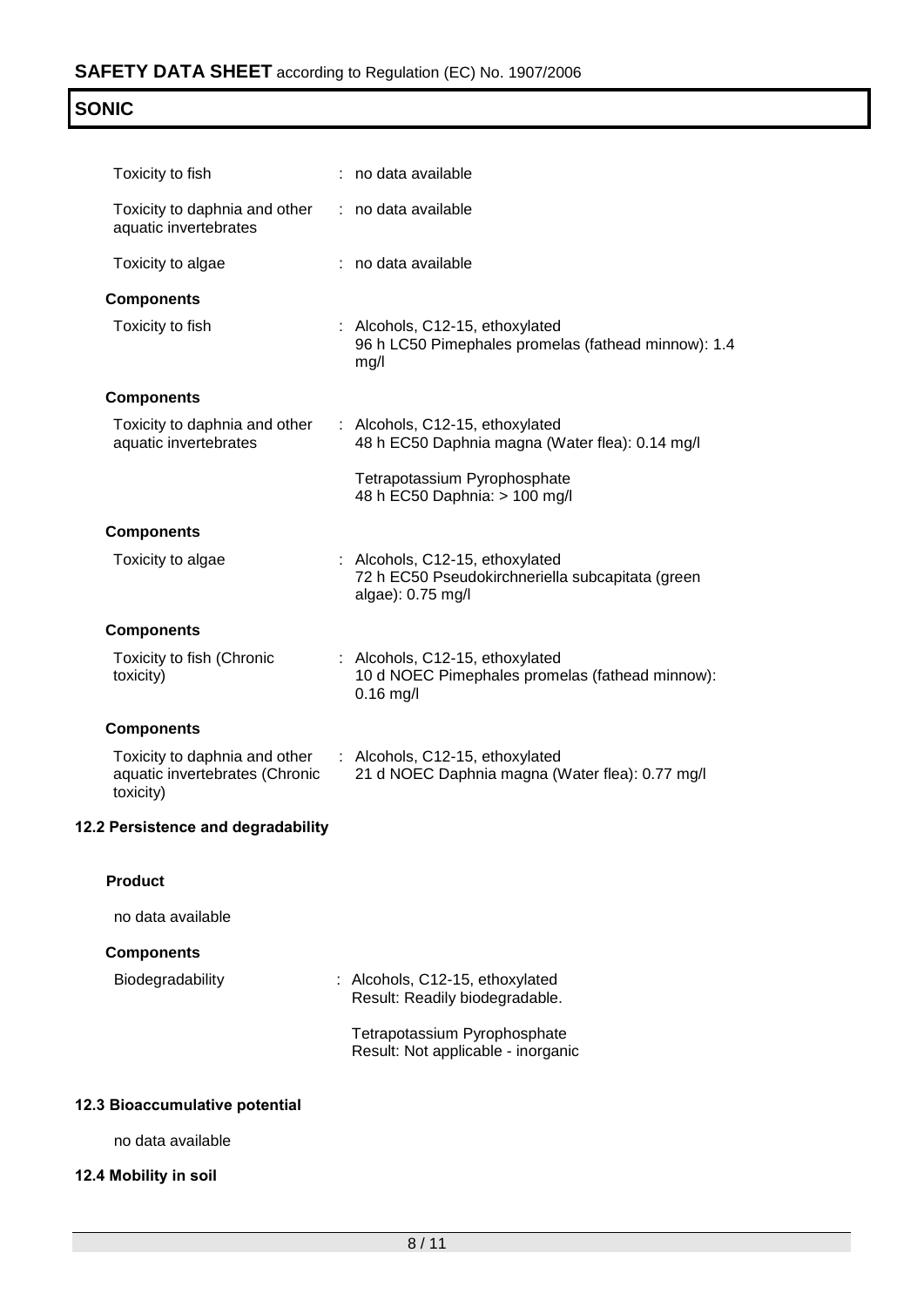| | | |
|---|---|---|
| Toxicity to fish | : | no data available |
| Toxicity to daphnia and other aquatic invertebrates | : | no data available |
| Toxicity to algae | : | no data available |

**Components**

| | | |
|---|---|---|
| Toxicity to fish | : | Alcohols, C12-15, ethoxylated<br>96 h LC50 Pimephales promelas (fathead minnow): 1.4 mg/l |

**Components**

| | | |
|---|---|---|
| Toxicity to daphnia and other aquatic invertebrates | : | Alcohols, C12-15, ethoxylated<br>48 h EC50 Daphnia magna (Water flea): 0.14 mg/l |
| | | Tetrapotassium Pyrophosphate<br>48 h EC50 Daphnia: > 100 mg/l |

**Components**

| | | |
|---|---|---|
| Toxicity to algae | : | Alcohols, C12-15, ethoxylated<br>72 h EC50 Pseudokirchneriella subcapitata (green algae): 0.75 mg/l |

**Components**

| | | |
|---|---|---|
| Toxicity to fish (Chronic toxicity) | : | Alcohols, C12-15, ethoxylated<br>10 d NOEC Pimephales promelas (fathead minnow): 0.16 mg/l |

**Components**

| | | |
|---|---|---|
| Toxicity to daphnia and other aquatic invertebrates (Chronic toxicity) | : | Alcohols, C12-15, ethoxylated<br>21 d NOEC Daphnia magna (Water flea): 0.77 mg/l |

### 12.2 Persistence and degradability

**Product**

no data available

**Components**

| | | |
|---|---|---|
| Biodegradability | : | Alcohols, C12-15, ethoxylated<br>Result: Readily biodegradable. |
| | | Tetrapotassium Pyrophosphate<br>Result: Not applicable - inorganic |

### 12.3 Bioaccumulative potential

no data available

### 12.4 Mobility in soil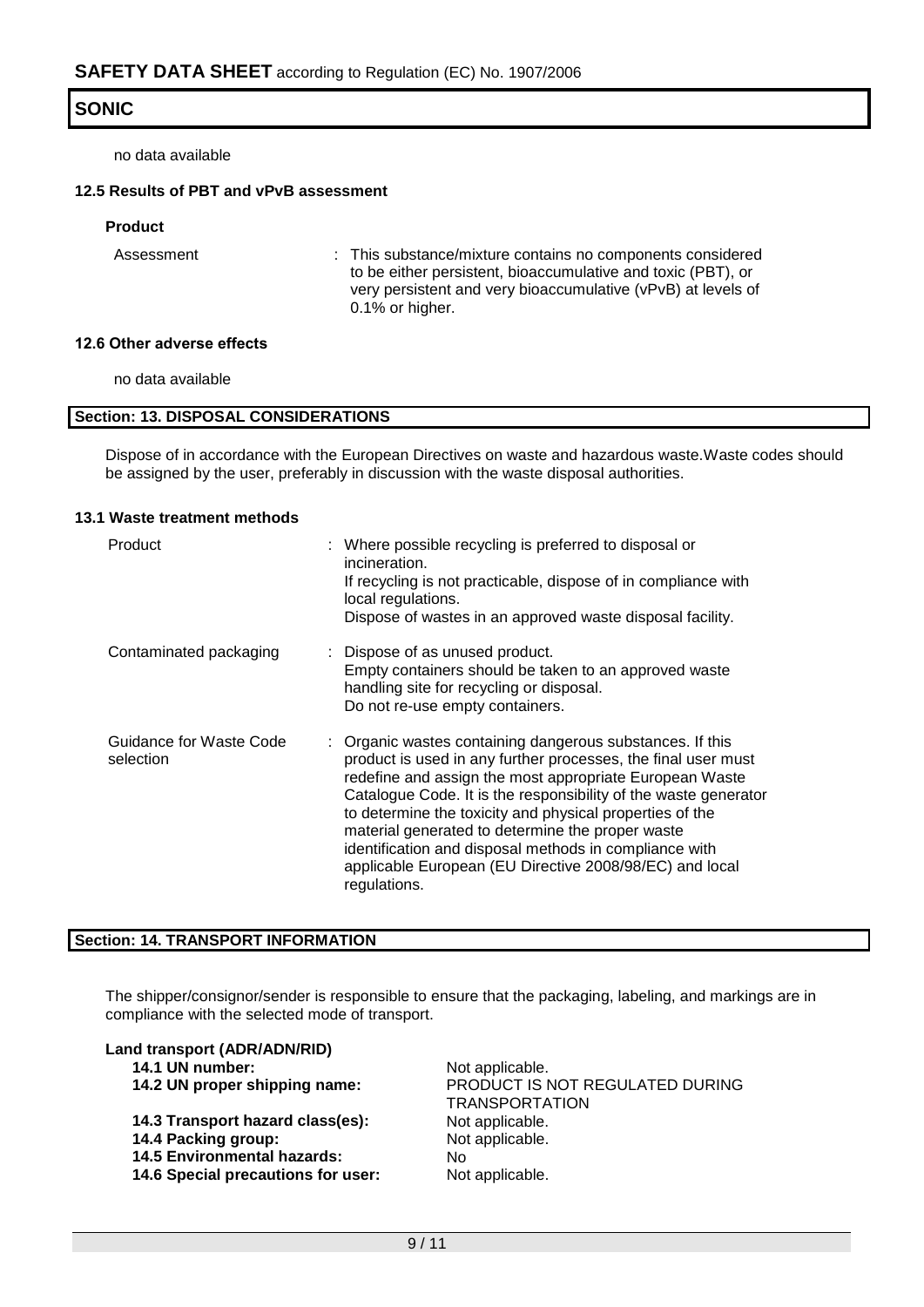# SONIC

no data available

### 12.5 Results of PBT and vPvB assessment

**Product**

| | |
|---|---|
| Assessment | : This substance/mixture contains no components considered to be either persistent, bioaccumulative and toxic (PBT), or very persistent and very bioaccumulative (vPvB) at levels of 0.1% or higher. |

### 12.6 Other adverse effects

no data available

## Section: 13. DISPOSAL CONSIDERATIONS

Dispose of in accordance with the European Directives on waste and hazardous waste.Waste codes should be assigned by the user, preferably in discussion with the waste disposal authorities.

### 13.1 Waste treatment methods

| | |
|---|---|
| Product | : Where possible recycling is preferred to disposal or incineration. If recycling is not practicable, dispose of in compliance with local regulations. Dispose of wastes in an approved waste disposal facility. |
| Contaminated packaging | : Dispose of as unused product. Empty containers should be taken to an approved waste handling site for recycling or disposal. Do not re-use empty containers. |
| Guidance for Waste Code selection | : Organic wastes containing dangerous substances. If this product is used in any further processes, the final user must redefine and assign the most appropriate European Waste Catalogue Code. It is the responsibility of the waste generator to determine the toxicity and physical properties of the material generated to determine the proper waste identification and disposal methods in compliance with applicable European (EU Directive 2008/98/EC) and local regulations. |

## Section: 14. TRANSPORT INFORMATION

The shipper/consignor/sender is responsible to ensure that the packaging, labeling, and markings are in compliance with the selected mode of transport.

**Land transport (ADR/ADN/RID)**

| | |
|---|---|
| **14.1 UN number:** | Not applicable. |
| **14.2 UN proper shipping name:** | PRODUCT IS NOT REGULATED DURING TRANSPORTATION |
| **14.3 Transport hazard class(es):** | Not applicable. |
| **14.4 Packing group:** | Not applicable. |
| **14.5 Environmental hazards:** | No |
| **14.6 Special precautions for user:** | Not applicable. |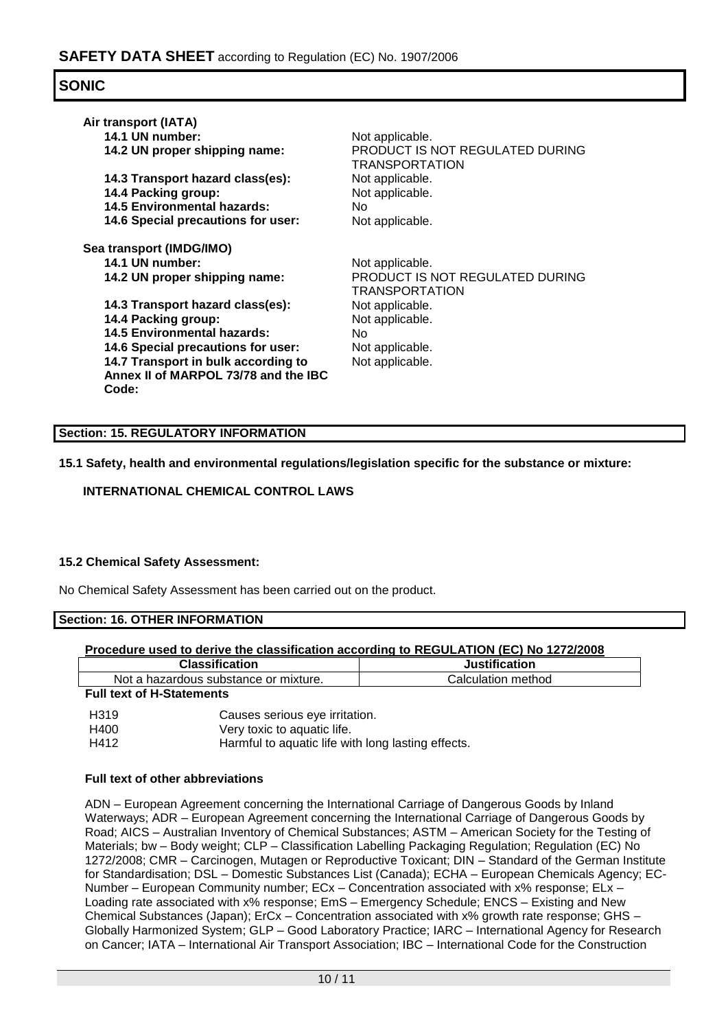**Air transport (IATA)**

| | |
|---|---|
| **14.1 UN number:** | Not applicable. |
| **14.2 UN proper shipping name:** | PRODUCT IS NOT REGULATED DURING TRANSPORTATION |
| **14.3 Transport hazard class(es):** | Not applicable. |
| **14.4 Packing group:** | Not applicable. |
| **14.5 Environmental hazards:** | No |
| **14.6 Special precautions for user:** | Not applicable. |

**Sea transport (IMDG/IMO)**

| | |
|---|---|
| **14.1 UN number:** | Not applicable. |
| **14.2 UN proper shipping name:** | PRODUCT IS NOT REGULATED DURING TRANSPORTATION |
| **14.3 Transport hazard class(es):** | Not applicable. |
| **14.4 Packing group:** | Not applicable. |
| **14.5 Environmental hazards:** | No |
| **14.6 Special precautions for user:** | Not applicable. |
| **14.7 Transport in bulk according to Annex II of MARPOL 73/78 and the IBC Code:** | Not applicable. |

## Section: 15. REGULATORY INFORMATION

**15.1 Safety, health and environmental regulations/legislation specific for the substance or mixture:**

**INTERNATIONAL CHEMICAL CONTROL LAWS**

**15.2 Chemical Safety Assessment:**

No Chemical Safety Assessment has been carried out on the product.

## Section: 16. OTHER INFORMATION

**Procedure used to derive the classification according to REGULATION (EC) No 1272/2008**

| Classification | Justification |
|---|---|
| Not a hazardous substance or mixture. | Calculation method |

**Full text of H-Statements**

| | |
|---|---|
| H319 | Causes serious eye irritation. |
| H400 | Very toxic to aquatic life. |
| H412 | Harmful to aquatic life with long lasting effects. |

**Full text of other abbreviations**

ADN – European Agreement concerning the International Carriage of Dangerous Goods by Inland Waterways; ADR – European Agreement concerning the International Carriage of Dangerous Goods by Road; AICS – Australian Inventory of Chemical Substances; ASTM – American Society for the Testing of Materials; bw – Body weight; CLP – Classification Labelling Packaging Regulation; Regulation (EC) No 1272/2008; CMR – Carcinogen, Mutagen or Reproductive Toxicant; DIN – Standard of the German Institute for Standardisation; DSL – Domestic Substances List (Canada); ECHA – European Chemicals Agency; EC-Number – European Community number; ECx – Concentration associated with x% response; ELx – Loading rate associated with x% response; EmS – Emergency Schedule; ENCS – Existing and New Chemical Substances (Japan); ErCx – Concentration associated with x% growth rate response; GHS – Globally Harmonized System; GLP – Good Laboratory Practice; IARC – International Agency for Research on Cancer; IATA – International Air Transport Association; IBC – International Code for the Construction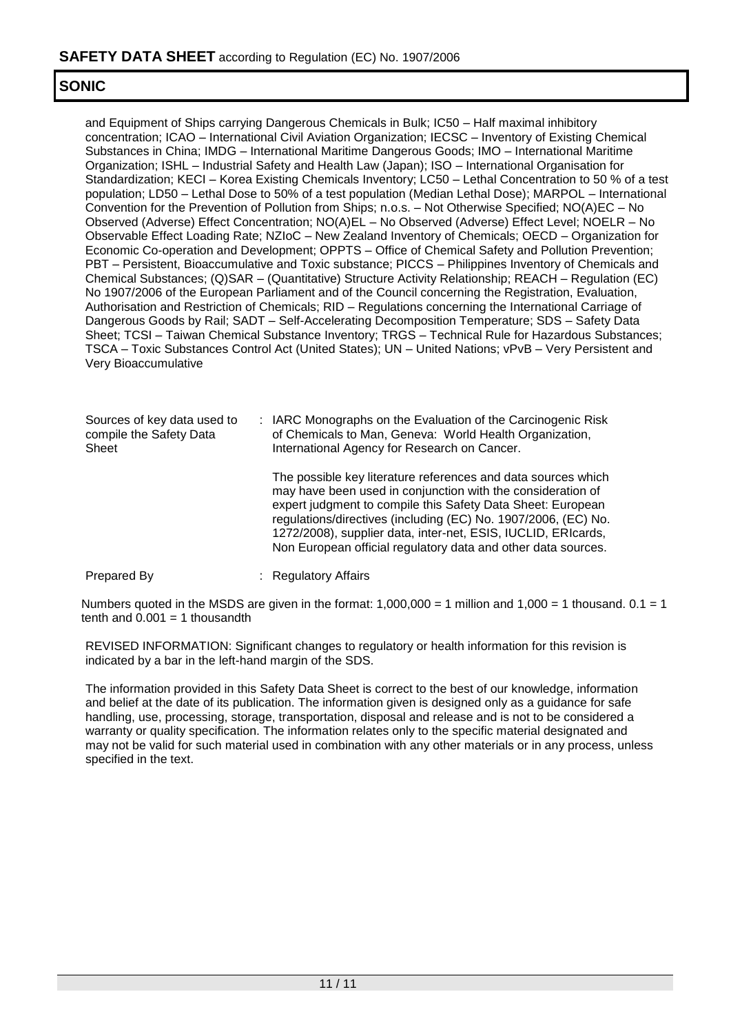and Equipment of Ships carrying Dangerous Chemicals in Bulk; IC50 – Half maximal inhibitory concentration; ICAO – International Civil Aviation Organization; IECSC – Inventory of Existing Chemical Substances in China; IMDG – International Maritime Dangerous Goods; IMO – International Maritime Organization; ISHL – Industrial Safety and Health Law (Japan); ISO – International Organisation for Standardization; KECI – Korea Existing Chemicals Inventory; LC50 – Lethal Concentration to 50 % of a test population; LD50 – Lethal Dose to 50% of a test population (Median Lethal Dose); MARPOL – International Convention for the Prevention of Pollution from Ships; n.o.s. – Not Otherwise Specified; NO(A)EC – No Observed (Adverse) Effect Concentration; NO(A)EL – No Observed (Adverse) Effect Level; NOELR – No Observable Effect Loading Rate; NZIoC – New Zealand Inventory of Chemicals; OECD – Organization for Economic Co-operation and Development; OPPTS – Office of Chemical Safety and Pollution Prevention; PBT – Persistent, Bioaccumulative and Toxic substance; PICCS – Philippines Inventory of Chemicals and Chemical Substances; (Q)SAR – (Quantitative) Structure Activity Relationship; REACH – Regulation (EC) No 1907/2006 of the European Parliament and of the Council concerning the Registration, Evaluation, Authorisation and Restriction of Chemicals; RID – Regulations concerning the International Carriage of Dangerous Goods by Rail; SADT – Self-Accelerating Decomposition Temperature; SDS – Safety Data Sheet; TCSI – Taiwan Chemical Substance Inventory; TRGS – Technical Rule for Hazardous Substances; TSCA – Toxic Substances Control Act (United States); UN – United Nations; vPvB – Very Persistent and Very Bioaccumulative

Sources of key data used to compile the Safety Data Sheet : IARC Monographs on the Evaluation of the Carcinogenic Risk of Chemicals to Man, Geneva: World Health Organization, International Agency for Research on Cancer.

The possible key literature references and data sources which may have been used in conjunction with the consideration of expert judgment to compile this Safety Data Sheet: European regulations/directives (including (EC) No. 1907/2006, (EC) No. 1272/2008), supplier data, inter-net, ESIS, IUCLID, ERIcards, Non European official regulatory data and other data sources.

Prepared By : Regulatory Affairs

Numbers quoted in the MSDS are given in the format: 1,000,000 = 1 million and 1,000 = 1 thousand. 0.1 = 1 tenth and 0.001 = 1 thousandth

REVISED INFORMATION: Significant changes to regulatory or health information for this revision is indicated by a bar in the left-hand margin of the SDS.

The information provided in this Safety Data Sheet is correct to the best of our knowledge, information and belief at the date of its publication. The information given is designed only as a guidance for safe handling, use, processing, storage, transportation, disposal and release and is not to be considered a warranty or quality specification. The information relates only to the specific material designated and may not be valid for such material used in combination with any other materials or in any process, unless specified in the text.